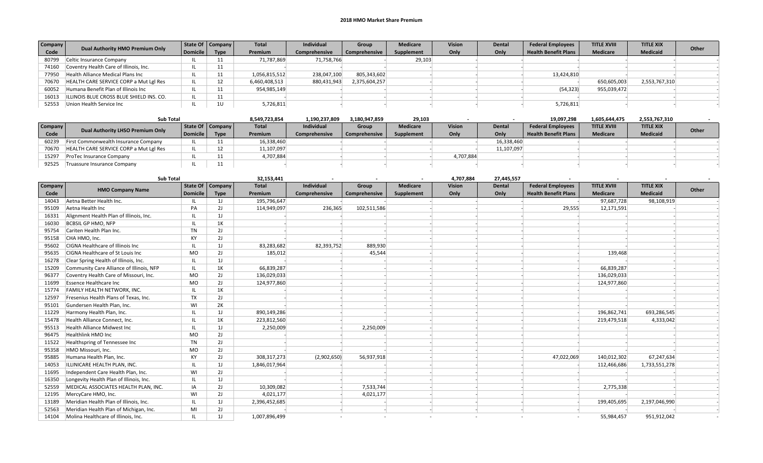# 2018 HMO Market Share Premium

| Company Code | Dual Authority HMO Premium Only | State Of Domicile | Company Type | Total Premium | Individual Comprehensive | Group Comprehensive | Medicare Supplement | Vision Only | Dental Only | Federal Employees Health Benefit Plans | TITLE XVIII Medicare | TITLE XIX Medicaid | Other |
|---|---|---|---|---|---|---|---|---|---|---|---|---|---|
| 80799 | Celtic Insurance Company | IL | 11 | 71,787,869 | 71,758,766 | - | 29,103 | - | - | - | - | - | - |
| 74160 | Coventry Health Care of Illinois, Inc. | IL | 11 | - | - | - | - | - | - | - | - | - | - |
| 77950 | Health Alliance Medical Plans Inc | IL | 11 | 1,056,815,512 | 238,047,100 | 805,343,602 | - | - | - | 13,424,810 | - | - | - |
| 70670 | HEALTH CARE SERVICE CORP a Mut Lgl Res | IL | 12 | 6,460,408,513 | 880,431,943 | 2,375,604,257 | - | - | - | - | 650,605,003 | 2,553,767,310 | - |
| 60052 | Humana Benefit Plan of Illinois Inc | IL | 11 | 954,985,149 | - | - | - | - | - | (54,323) | 955,039,472 | - | - |
| 16013 | ILLINOIS BLUE CROSS BLUE SHIELD INS. CO. | IL | 11 | - | - | - | - | - | - | - | - | - | - |
| 52553 | Union Health Service Inc | IL | 1U | 5,726,811 | - | - | - | - | - | 5,726,811 | - | - | - |
| | **Sub Total** | | | 8,549,723,854 | 1,190,237,809 | 3,180,947,859 | 29,103 | - | - | 19,097,298 | 1,605,644,475 | 2,553,767,310 | - |

| Company Code | Dual Authority LHSO Premium Only | State Of Domicile | Company Type | Total Premium | Individual Comprehensive | Group Comprehensive | Medicare Supplement | Vision Only | Dental Only | Federal Employees Health Benefit Plans | TITLE XVIII Medicare | TITLE XIX Medicaid | Other |
|---|---|---|---|---|---|---|---|---|---|---|---|---|---|
| 60239 | First Commonwealth Insurance Company | IL | 11 | 16,338,460 | - | - | - | - | 16,338,460 | - | - | - | - |
| 70670 | HEALTH CARE SERVICE CORP a Mut Lgl Res | IL | 12 | 11,107,097 | - | - | - | - | 11,107,097 | - | - | - | - |
| 15297 | ProTec Insurance Company | IL | 11 | 4,707,884 | - | - | - | 4,707,884 | - | - | - | - | - |
| 92525 | Truassure Insurance Company | IL | 11 | - | - | - | - | - | - | - | - | - | - |
| | **Sub Total** | | | 32,153,441 | - | - | - | 4,707,884 | 27,445,557 | - | - | - | - |

| Company Code | HMO Company Name | State Of Domicile | Company Type | Total Premium | Individual Comprehensive | Group Comprehensive | Medicare Supplement | Vision Only | Dental Only | Federal Employees Health Benefit Plans | TITLE XVIII Medicare | TITLE XIX Medicaid | Other |
|---|---|---|---|---|---|---|---|---|---|---|---|---|---|
| 14043 | Aetna Better Health Inc. | IL | 1J | 195,796,647 | - | - | - | - | - | - | 97,687,728 | 98,108,919 | - |
| 95109 | Aetna Health Inc | PA | 2J | 114,949,097 | 236,365 | 102,511,586 | - | - | - | 29,555 | 12,171,591 | - | - |
| 16331 | Alignment Health Plan of Illinois, Inc. | IL | 1J | - | - | - | - | - | - | - | - | - | - |
| 16030 | BCBSIL GP HMO, NFP | IL | 1K | - | - | - | - | - | - | - | - | - | - |
| 95754 | Cariten Health Plan Inc. | TN | 2J | - | - | - | - | - | - | - | - | - | - |
| 95158 | CHA HMO, Inc. | KY | 2J | - | - | - | - | - | - | - | - | - | - |
| 95602 | CIGNA Healthcare of Illinois Inc | IL | 1J | 83,283,682 | 82,393,752 | 889,930 | - | - | - | - | - | - | - |
| 95635 | CIGNA Healthcare of St Louis Inc | MO | 2J | 185,012 | - | 45,544 | - | - | - | - | 139,468 | - | - |
| 16278 | Clear Spring Health of Illinois, Inc. | IL | 1J | - | - | - | - | - | - | - | - | - | - |
| 15209 | Community Care Alliance of Illinois, NFP | IL | 1K | 66,839,287 | - | - | - | - | - | - | 66,839,287 | - | - |
| 96377 | Coventry Health Care of Missouri, Inc. | MO | 2J | 136,029,033 | - | - | - | - | - | - | 136,029,033 | - | - |
| 11699 | Essence Healthcare Inc | MO | 2J | 124,977,860 | - | - | - | - | - | - | 124,977,860 | - | - |
| 15774 | FAMILY HEALTH NETWORK, INC. | IL | 1K | - | - | - | - | - | - | - | - | - | - |
| 12597 | Fresenius Health Plans of Texas, Inc. | TX | 2J | - | - | - | - | - | - | - | - | - | - |
| 95101 | Gundersen Health Plan, Inc. | WI | 2K | - | - | - | - | - | - | - | - | - | - |
| 11229 | Harmony Health Plan, Inc. | IL | 1J | 890,149,286 | - | - | - | - | - | - | 196,862,741 | 693,286,545 | - |
| 15478 | Health Alliance Connect, Inc. | IL | 1K | 223,812,560 | - | - | - | - | - | - | 219,479,518 | 4,333,042 | - |
| 95513 | Health Alliance Midwest Inc | IL | 1J | 2,250,009 | - | 2,250,009 | - | - | - | - | - | - | - |
| 96475 | Healthlink HMO Inc | MO | 2J | - | - | - | - | - | - | - | - | - | - |
| 11522 | Healthspring of Tennessee Inc | TN | 2J | - | - | - | - | - | - | - | - | - | - |
| 95358 | HMO Missouri, Inc. | MO | 2J | - | - | - | - | - | - | - | - | - | - |
| 95885 | Humana Health Plan, Inc. | KY | 2J | 308,317,273 | (2,902,650) | 56,937,918 | - | - | - | 47,022,069 | 140,012,302 | 67,247,634 | - |
| 14053 | ILLINICARE HEALTH PLAN, INC. | IL | 1J | 1,846,017,964 | - | - | - | - | - | - | 112,466,686 | 1,733,551,278 | - |
| 11695 | Independent Care Health Plan, Inc. | WI | 2J | - | - | - | - | - | - | - | - | - | - |
| 16350 | Longevity Health Plan of Illinois, Inc. | IL | 1J | - | - | - | - | - | - | - | - | - | - |
| 52559 | MEDICAL ASSOCIATES HEALTH PLAN, INC. | IA | 2J | 10,309,082 | - | 7,533,744 | - | - | - | - | 2,775,338 | - | - |
| 12195 | MercyCare HMO, Inc. | WI | 2J | 4,021,177 | - | 4,021,177 | - | - | - | - | - | - | - |
| 13189 | Meridian Health Plan of Illinois, Inc. | IL | 1J | 2,396,452,685 | - | - | - | - | - | - | 199,405,695 | 2,197,046,990 | - |
| 52563 | Meridian Health Plan of Michigan, Inc. | MI | 2J | - | - | - | - | - | - | - | - | - | - |
| 14104 | Molina Healthcare of Illinois, Inc. | IL | 1J | 1,007,896,499 | - | - | - | - | - | - | 55,984,457 | 951,912,042 | - |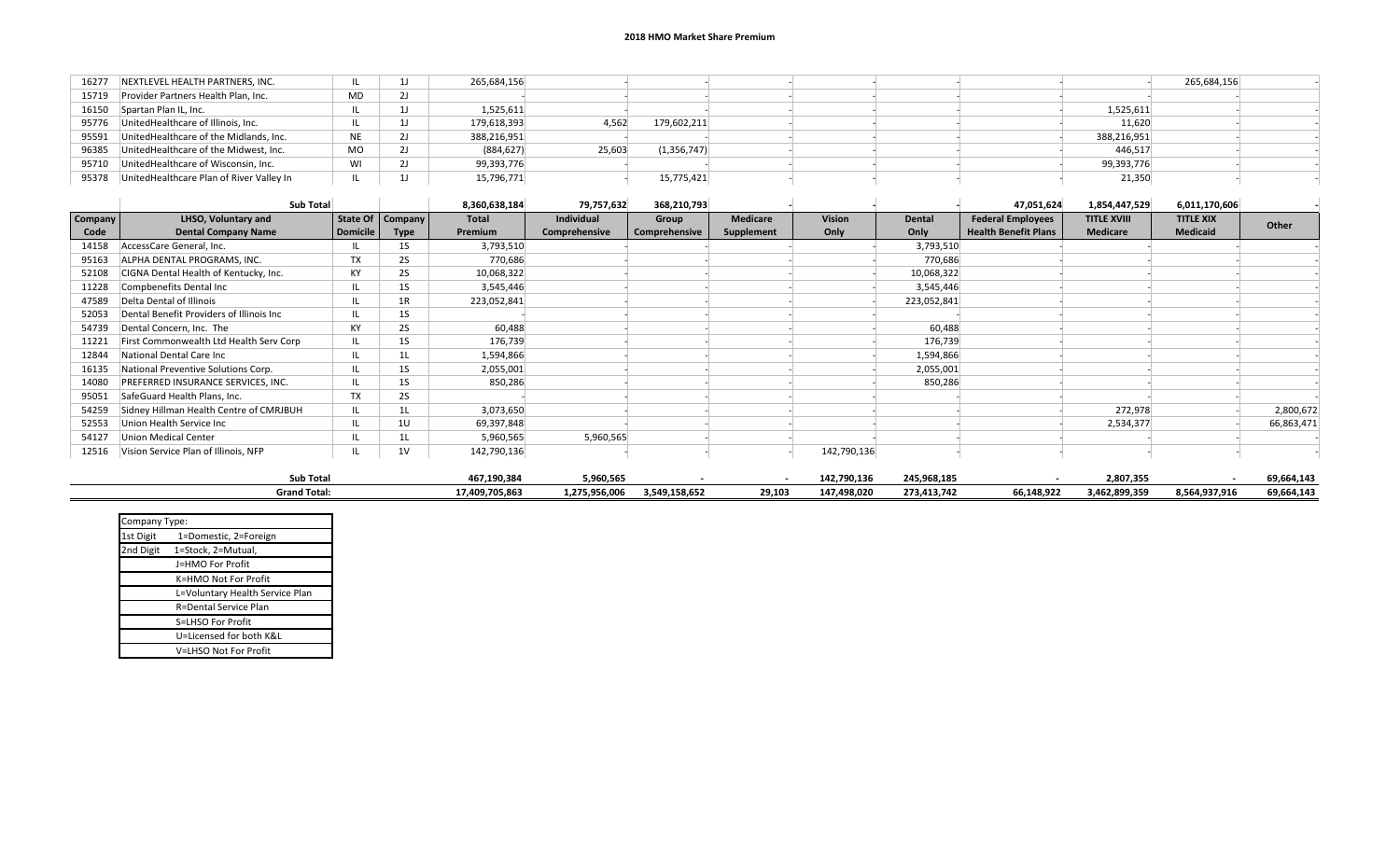# 2018 HMO Market Share Premium

| Company Code | Company Name | State Of Domicile | Company Type | Total Premium | Individual Comprehensive | Group Comprehensive | Medicare Supplement | Vision Only | Dental Only | Federal Employees Health Benefit Plans | TITLE XVIII Medicare | TITLE XIX Medicaid | Other |
|---|---|---|---|---|---|---|---|---|---|---|---|---|---|
| 16277 | NEXTLEVEL HEALTH PARTNERS, INC. | IL | 1J | 265,684,156 | - | - | - | - | - | - | - | 265,684,156 | - |
| 15719 | Provider Partners Health Plan, Inc. | MD | 2J | - | - | - | - | - | - | - | - | - | - |
| 16150 | Spartan Plan IL, Inc. | IL | 1J | 1,525,611 | - | - | - | - | - | - | 1,525,611 | - | - |
| 95776 | UnitedHealthcare of Illinois, Inc. | IL | 1J | 179,618,393 | 4,562 | 179,602,211 | - | - | - | - | 11,620 | - | - |
| 95591 | UnitedHealthcare of the Midlands, Inc. | NE | 2J | 388,216,951 | - | - | - | - | - | - | 388,216,951 | - | - |
| 96385 | UnitedHealthcare of the Midwest, Inc. | MO | 2J | (884,627) | 25,603 | (1,356,747) | - | - | - | - | 446,517 | - | - |
| 95710 | UnitedHealthcare of Wisconsin, Inc. | WI | 2J | 99,393,776 | - | - | - | - | - | - | 99,393,776 | - | - |
| 95378 | UnitedHealthcare Plan of River Valley In | IL | 1J | 15,796,771 | - | 15,775,421 | - | - | - | - | 21,350 | - | - |
| | **Sub Total** | | | **8,360,638,184** | **79,757,632** | **368,210,793** | **-** | **-** | **-** | **47,051,624** | **1,854,447,529** | **6,011,170,606** | **-** |
| **Company Code** | **LHSO, Voluntary and Dental Company Name** | **State Of Domicile** | **Company Type** | **Total Premium** | **Individual Comprehensive** | **Group Comprehensive** | **Medicare Supplement** | **Vision Only** | **Dental Only** | **Federal Employees Health Benefit Plans** | **TITLE XVIII Medicare** | **TITLE XIX Medicaid** | **Other** |
| 14158 | AccessCare General, Inc. | IL | 1S | 3,793,510 | - | - | - | - | 3,793,510 | - | - | - | - |
| 95163 | ALPHA DENTAL PROGRAMS, INC. | TX | 2S | 770,686 | - | - | - | - | 770,686 | - | - | - | - |
| 52108 | CIGNA Dental Health of Kentucky, Inc. | KY | 2S | 10,068,322 | - | - | - | - | 10,068,322 | - | - | - | - |
| 11228 | Compbenefits Dental Inc | IL | 1S | 3,545,446 | - | - | - | - | 3,545,446 | - | - | - | - |
| 47589 | Delta Dental of Illinois | IL | 1R | 223,052,841 | - | - | - | - | 223,052,841 | - | - | - | - |
| 52053 | Dental Benefit Providers of Illinois Inc | IL | 1S | - | - | - | - | - | - | - | - | - | - |
| 54739 | Dental Concern, Inc. The | KY | 2S | 60,488 | - | - | - | - | 60,488 | - | - | - | - |
| 11221 | First Commonwealth Ltd Health Serv Corp | IL | 1S | 176,739 | - | - | - | - | 176,739 | - | - | - | - |
| 12844 | National Dental Care Inc | IL | 1L | 1,594,866 | - | - | - | - | 1,594,866 | - | - | - | - |
| 16135 | National Preventive Solutions Corp. | IL | 1S | 2,055,001 | - | - | - | - | 2,055,001 | - | - | - | - |
| 14080 | PREFERRED INSURANCE SERVICES, INC. | IL | 1S | 850,286 | - | - | - | - | 850,286 | - | - | - | - |
| 95051 | SafeGuard Health Plans, Inc. | TX | 2S | - | - | - | - | - | - | - | - | - | - |
| 54259 | Sidney Hillman Health Centre of CMRJBUH | IL | 1L | 3,073,650 | - | - | - | - | - | - | 272,978 | - | 2,800,672 |
| 52553 | Union Health Service Inc | IL | 1U | 69,397,848 | - | - | - | - | - | - | 2,534,377 | - | 66,863,471 |
| 54127 | Union Medical Center | IL | 1L | 5,960,565 | 5,960,565 | - | - | - | - | - | - | - | - |
| 12516 | Vision Service Plan of Illinois, NFP | IL | 1V | 142,790,136 | - | - | - | 142,790,136 | - | - | - | - | - |
| | **Sub Total** | | | **467,190,384** | **5,960,565** | **-** | **-** | **142,790,136** | **245,968,185** | **-** | **2,807,355** | **-** | **69,664,143** |
| | **Grand Total:** | | | **17,409,705,863** | **1,275,956,006** | **3,549,158,652** | **29,103** | **147,498,020** | **273,413,742** | **66,148,922** | **3,462,899,359** | **8,564,937,916** | **69,664,143** |

| Company Type: | |
|---|---|
| 1st Digit | 1=Domestic, 2=Foreign |
| 2nd Digit | 1=Stock, 2=Mutual, |
| | J=HMO For Profit |
| | K=HMO Not For Profit |
| | L=Voluntary Health Service Plan |
| | R=Dental Service Plan |
| | S=LHSO For Profit |
| | U=Licensed for both K&L |
| | V=LHSO Not For Profit |